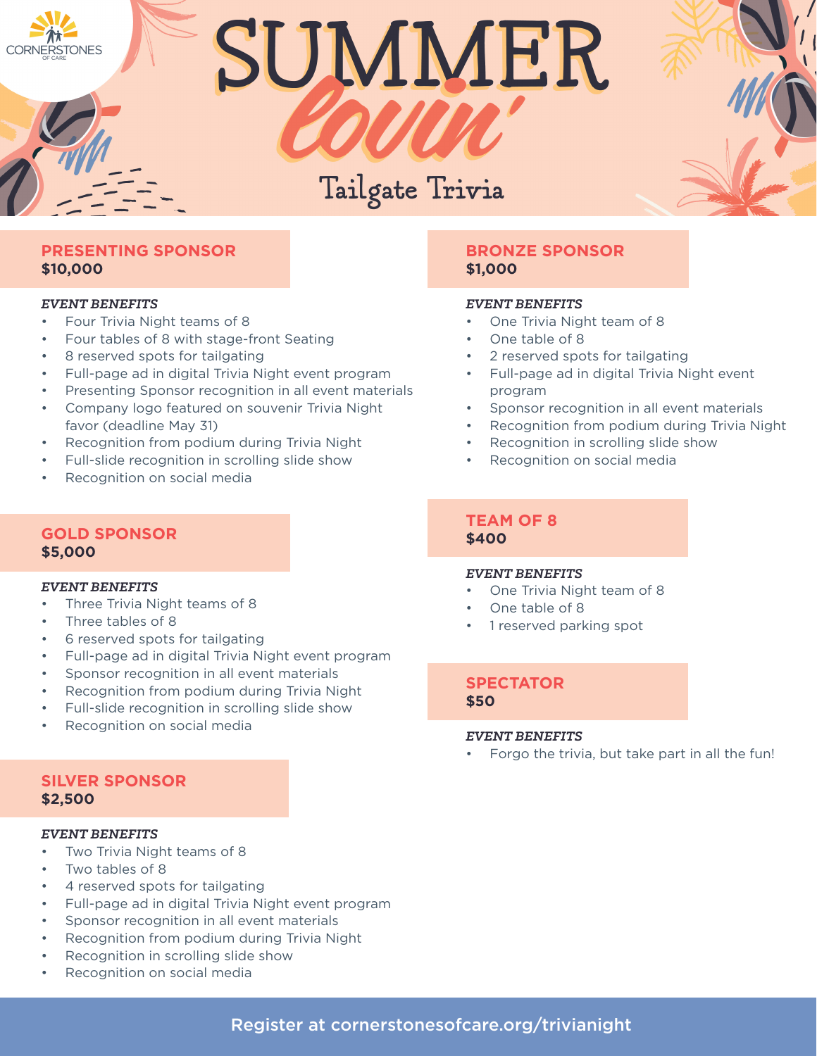CORNERSTONES OF CARE

# SUMMER lovin'

## Tailgate Trivia

### PRESENTING SPONSOR
**$10,000**

***EVENT BENEFITS***

- Four Trivia Night teams of 8
- Four tables of 8 with stage-front Seating
- 8 reserved spots for tailgating
- Full-page ad in digital Trivia Night event program
- Presenting Sponsor recognition in all event materials
- Company logo featured on souvenir Trivia Night favor (deadline May 31)
- Recognition from podium during Trivia Night
- Full-slide recognition in scrolling slide show
- Recognition on social media

### GOLD SPONSOR
**$5,000**

***EVENT BENEFITS***

- Three Trivia Night teams of 8
- Three tables of 8
- 6 reserved spots for tailgating
- Full-page ad in digital Trivia Night event program
- Sponsor recognition in all event materials
- Recognition from podium during Trivia Night
- Full-slide recognition in scrolling slide show
- Recognition on social media

### SILVER SPONSOR
**$2,500**

***EVENT BENEFITS***

- Two Trivia Night teams of 8
- Two tables of 8
- 4 reserved spots for tailgating
- Full-page ad in digital Trivia Night event program
- Sponsor recognition in all event materials
- Recognition from podium during Trivia Night
- Recognition in scrolling slide show
- Recognition on social media

### BRONZE SPONSOR
**$1,000**

***EVENT BENEFITS***

- One Trivia Night team of 8
- One table of 8
- 2 reserved spots for tailgating
- Full-page ad in digital Trivia Night event program
- Sponsor recognition in all event materials
- Recognition from podium during Trivia Night
- Recognition in scrolling slide show
- Recognition on social media

### TEAM OF 8
**$400**

***EVENT BENEFITS***

- One Trivia Night team of 8
- One table of 8
- 1 reserved parking spot

### SPECTATOR
**$50**

***EVENT BENEFITS***

- Forgo the trivia, but take part in all the fun!

Register at cornerstonesofcare.org/trivianight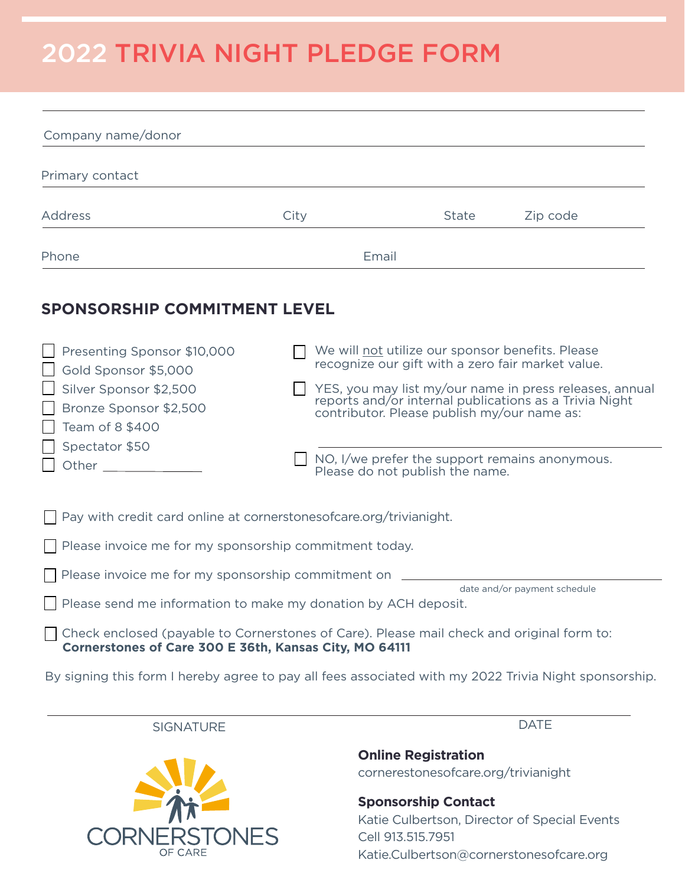# 2022 TRIVIA NIGHT PLEDGE FORM

Company name/donor

Primary contact

Address City State Zip code

Phone Email

## SPONSORSHIP COMMITMENT LEVEL

- ☐ Presenting Sponsor $10,000
- ☐ Gold Sponsor $5,000
- ☐ Silver Sponsor $2,500
- ☐ Bronze Sponsor $2,500
- ☐ Team of 8 $400
- ☐ Spectator $50
- ☐ Other ____________

- ☐ We will not utilize our sponsor benefits. Please recognize our gift with a zero fair market value.
- ☐ YES, you may list my/our name in press releases, annual reports and/or internal publications as a Trivia Night contributor. Please publish my/our name as:

______________________________

- ☐ NO, I/we prefer the support remains anonymous. Please do not publish the name.

- ☐ Pay with credit card online at cornerstonesofcare.org/trivianight.
- ☐ Please invoice me for my sponsorship commitment today.
- ☐ Please invoice me for my sponsorship commitment on ______________________________
  date and/or payment schedule
- ☐ Please send me information to make my donation by ACH deposit.
- ☐ Check enclosed (payable to Cornerstones of Care). Please mail check and original form to: **Cornerstones of Care 300 E 36th, Kansas City, MO 64111**

By signing this form I hereby agree to pay all fees associated with my 2022 Trivia Night sponsorship.

SIGNATURE DATE

CORNERSTONES OF CARE

**Online Registration**
cornerestonesofcare.org/trivianight

**Sponsorship Contact**
Katie Culbertson, Director of Special Events
Cell 913.515.7951
Katie.Culbertson@cornerstonesofcare.org